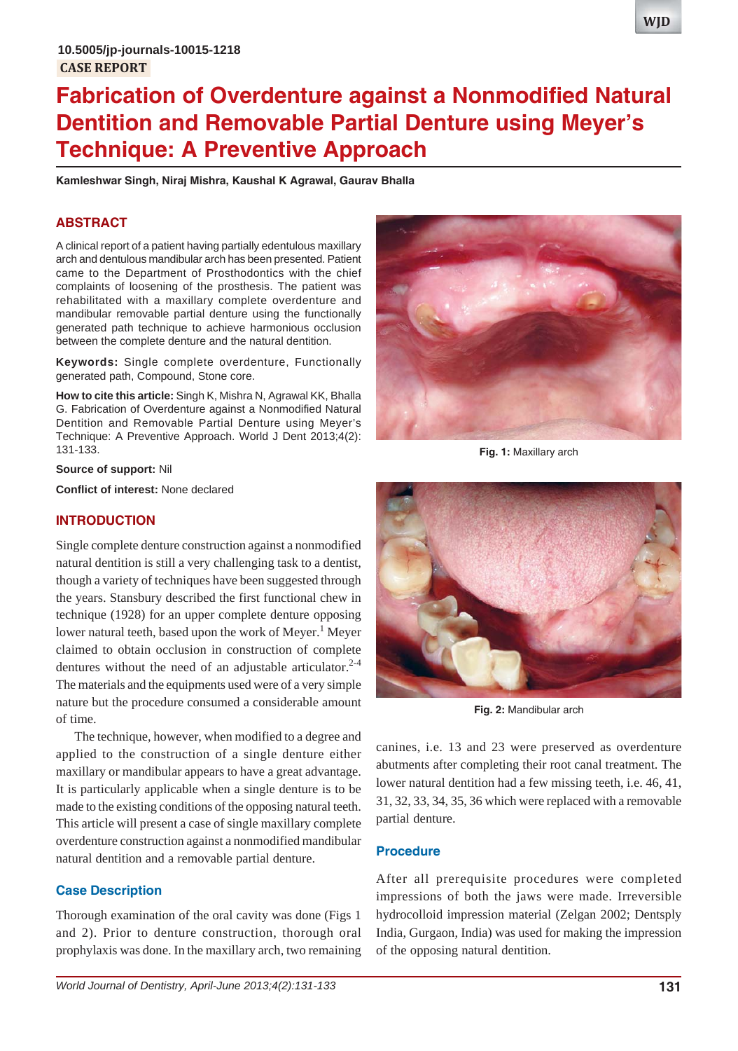10.5005/jp-journals-10015-1218

CASE REPORT

# Fabrication of Overdenture against a Nonmodified Natural Dentition and Removable Partial Denture using Meyer's Technique: A Preventive Approach

**Kamleshwar Singh, Niraj Mishra, Kaushal K Agrawal, Gaurav Bhalla**

## ABSTRACT

A clinical report of a patient having partially edentulous maxillary arch and dentulous mandibular arch has been presented. Patient came to the Department of Prosthodontics with the chief complaints of loosening of the prosthesis. The patient was rehabilitated with a maxillary complete overdenture and mandibular removable partial denture using the functionally generated path technique to achieve harmonious occlusion between the complete denture and the natural dentition.

**Keywords:** Single complete overdenture, Functionally generated path, Compound, Stone core.

**How to cite this article:** Singh K, Mishra N, Agrawal KK, Bhalla G. Fabrication of Overdenture against a Nonmodified Natural Dentition and Removable Partial Denture using Meyer's Technique: A Preventive Approach. World J Dent 2013;4(2): 131-133.

**Source of support:** Nil

**Conflict of interest:** None declared

## INTRODUCTION

Single complete denture construction against a nonmodified natural dentition is still a very challenging task to a dentist, though a variety of techniques have been suggested through the years. Stansbury described the first functional chew in technique (1928) for an upper complete denture opposing lower natural teeth, based upon the work of Meyer.[1] Meyer claimed to obtain occlusion in construction of complete dentures without the need of an adjustable articulator.[2-4] The materials and the equipments used were of a very simple nature but the procedure consumed a considerable amount of time.

The technique, however, when modified to a degree and applied to the construction of a single denture either maxillary or mandibular appears to have a great advantage. It is particularly applicable when a single denture is to be made to the existing conditions of the opposing natural teeth. This article will present a case of single maxillary complete overdenture construction against a nonmodified mandibular natural dentition and a removable partial denture.

### Case Description

Thorough examination of the oral cavity was done (Figs 1 and 2). Prior to denture construction, thorough oral prophylaxis was done. In the maxillary arch, two remaining canines, i.e. 13 and 23 were preserved as overdenture abutments after completing their root canal treatment. The lower natural dentition had a few missing teeth, i.e. 46, 41, 31, 32, 33, 34, 35, 36 which were replaced with a removable partial denture.

**Fig. 1:** Maxillary arch

**Fig. 2:** Mandibular arch

### Procedure

After all prerequisite procedures were completed impressions of both the jaws were made. Irreversible hydrocolloid impression material (Zelgan 2002; Dentsply India, Gurgaon, India) was used for making the impression of the opposing natural dentition.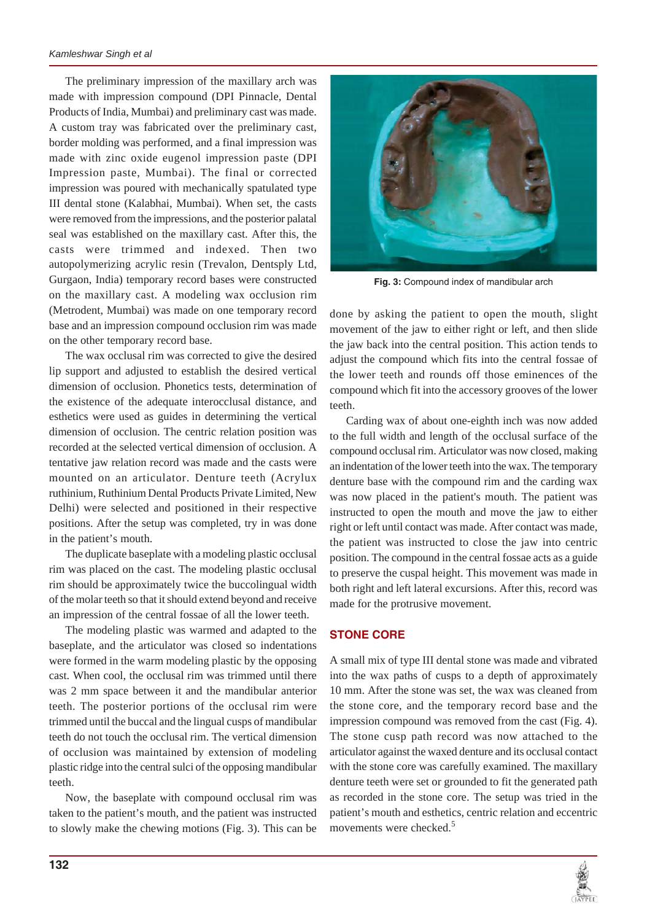The preliminary impression of the maxillary arch was made with impression compound (DPI Pinnacle, Dental Products of India, Mumbai) and preliminary cast was made. A custom tray was fabricated over the preliminary cast, border molding was performed, and a final impression was made with zinc oxide eugenol impression paste (DPI Impression paste, Mumbai). The final or corrected impression was poured with mechanically spatulated type III dental stone (Kalabhai, Mumbai). When set, the casts were removed from the impressions, and the posterior palatal seal was established on the maxillary cast. After this, the casts were trimmed and indexed. Then two autopolymerizing acrylic resin (Trevalon, Dentsply Ltd, Gurgaon, India) temporary record bases were constructed on the maxillary cast. A modeling wax occlusion rim (Metrodent, Mumbai) was made on one temporary record base and an impression compound occlusion rim was made on the other temporary record base.

The wax occlusal rim was corrected to give the desired lip support and adjusted to establish the desired vertical dimension of occlusion. Phonetics tests, determination of the existence of the adequate interocclusal distance, and esthetics were used as guides in determining the vertical dimension of occlusion. The centric relation position was recorded at the selected vertical dimension of occlusion. A tentative jaw relation record was made and the casts were mounted on an articulator. Denture teeth (Acrylux ruthinium, Ruthinium Dental Products Private Limited, New Delhi) were selected and positioned in their respective positions. After the setup was completed, try in was done in the patient's mouth.

The duplicate baseplate with a modeling plastic occlusal rim was placed on the cast. The modeling plastic occlusal rim should be approximately twice the buccolingual width of the molar teeth so that it should extend beyond and receive an impression of the central fossae of all the lower teeth.

The modeling plastic was warmed and adapted to the baseplate, and the articulator was closed so indentations were formed in the warm modeling plastic by the opposing cast. When cool, the occlusal rim was trimmed until there was 2 mm space between it and the mandibular anterior teeth. The posterior portions of the occlusal rim were trimmed until the buccal and the lingual cusps of mandibular teeth do not touch the occlusal rim. The vertical dimension of occlusion was maintained by extension of modeling plastic ridge into the central sulci of the opposing mandibular teeth.

Now, the baseplate with compound occlusal rim was taken to the patient's mouth, and the patient was instructed to slowly make the chewing motions (Fig. 3). This can be done by asking the patient to open the mouth, slight movement of the jaw to either right or left, and then slide the jaw back into the central position. This action tends to adjust the compound which fits into the central fossae of the lower teeth and rounds off those eminences of the compound which fit into the accessory grooves of the lower teeth.

**Fig. 3:** Compound index of mandibular arch

Carding wax of about one-eighth inch was now added to the full width and length of the occlusal surface of the compound occlusal rim. Articulator was now closed, making an indentation of the lower teeth into the wax. The temporary denture base with the compound rim and the carding wax was now placed in the patient's mouth. The patient was instructed to open the mouth and move the jaw to either right or left until contact was made. After contact was made, the patient was instructed to close the jaw into centric position. The compound in the central fossae acts as a guide to preserve the cuspal height. This movement was made in both right and left lateral excursions. After this, record was made for the protrusive movement.

## STONE CORE

A small mix of type III dental stone was made and vibrated into the wax paths of cusps to a depth of approximately 10 mm. After the stone was set, the wax was cleaned from the stone core, and the temporary record base and the impression compound was removed from the cast (Fig. 4). The stone cusp path record was now attached to the articulator against the waxed denture and its occlusal contact with the stone core was carefully examined. The maxillary denture teeth were set or grounded to fit the generated path as recorded in the stone core. The setup was tried in the patient's mouth and esthetics, centric relation and eccentric movements were checked.[5]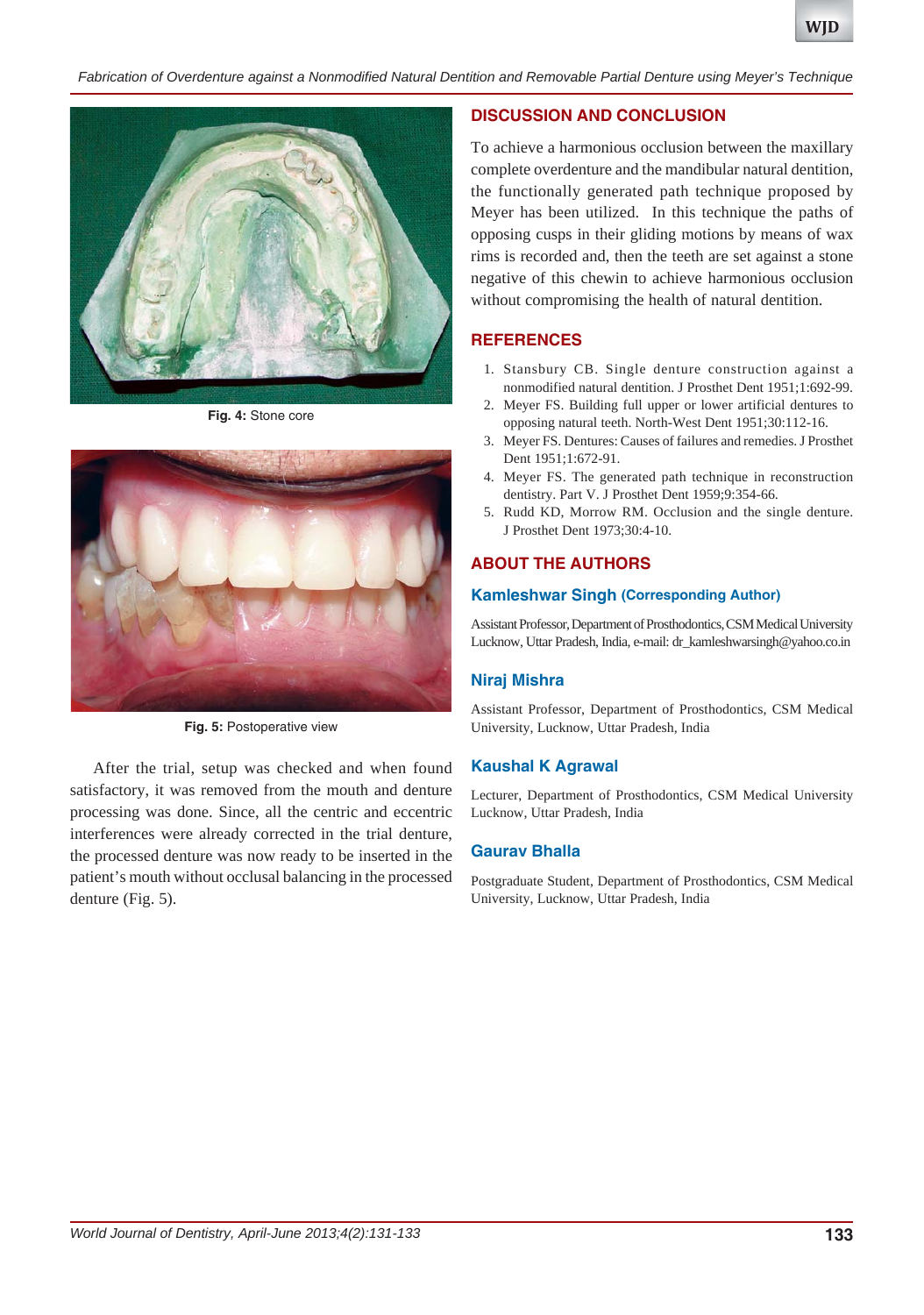Fig. 4: Stone core

Fig. 5: Postoperative view

After the trial, setup was checked and when found satisfactory, it was removed from the mouth and denture processing was done. Since, all the centric and eccentric interferences were already corrected in the trial denture, the processed denture was now ready to be inserted in the patient's mouth without occlusal balancing in the processed denture (Fig. 5).

## DISCUSSION AND CONCLUSION

To achieve a harmonious occlusion between the maxillary complete overdenture and the mandibular natural dentition, the functionally generated path technique proposed by Meyer has been utilized. In this technique the paths of opposing cusps in their gliding motions by means of wax rims is recorded and, then the teeth are set against a stone negative of this chewin to achieve harmonious occlusion without compromising the health of natural dentition.

## REFERENCES

1. Stansbury CB. Single denture construction against a nonmodified natural dentition. J Prosthet Dent 1951;1:692-99.
2. Meyer FS. Building full upper or lower artificial dentures to opposing natural teeth. North-West Dent 1951;30:112-16.
3. Meyer FS. Dentures: Causes of failures and remedies. J Prosthet Dent 1951;1:672-91.
4. Meyer FS. The generated path technique in reconstruction dentistry. Part V. J Prosthet Dent 1959;9:354-66.
5. Rudd KD, Morrow RM. Occlusion and the single denture. J Prosthet Dent 1973;30:4-10.

## ABOUT THE AUTHORS

### Kamleshwar Singh (Corresponding Author)

Assistant Professor, Department of Prosthodontics, CSM Medical University Lucknow, Uttar Pradesh, India, e-mail: dr_kamleshwarsingh@yahoo.co.in

### Niraj Mishra

Assistant Professor, Department of Prosthodontics, CSM Medical University, Lucknow, Uttar Pradesh, India

### Kaushal K Agrawal

Lecturer, Department of Prosthodontics, CSM Medical University Lucknow, Uttar Pradesh, India

### Gaurav Bhalla

Postgraduate Student, Department of Prosthodontics, CSM Medical University, Lucknow, Uttar Pradesh, India